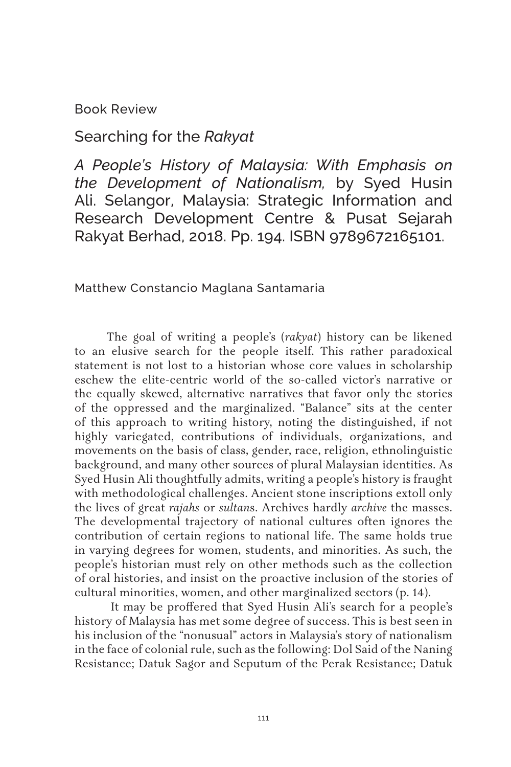Book Review

# Searching for the *Rakyat*

*A People's History of Malaysia: With Emphasis on the Development of Nationalism*, by Syed Husin Ali. Selangor, Malaysia: Strategic Information and Research Development Centre & Pusat Sejarah Rakyat Berhad, 2018. Pp. 194. ISBN 9789672165101.

Matthew Constancio Maglana Santamaria

The goal of writing a people's (*rakyat*) history can be likened to an elusive search for the people itself. This rather paradoxical statement is not lost to a historian whose core values in scholarship eschew the elite-centric world of the so-called victor's narrative or the equally skewed, alternative narratives that favor only the stories of the oppressed and the marginalized. "Balance" sits at the center of this approach to writing history, noting the distinguished, if not highly variegated, contributions of individuals, organizations, and movements on the basis of class, gender, race, religion, ethnolinguistic background, and many other sources of plural Malaysian identities. As Syed Husin Ali thoughtfully admits, writing a people's history is fraught with methodological challenges. Ancient stone inscriptions extoll only the lives of great *rajahs* or *sultan*s. Archives hardly *archive* the masses. The developmental trajectory of national cultures often ignores the contribution of certain regions to national life. The same holds true in varying degrees for women, students, and minorities. As such, the people's historian must rely on other methods such as the collection of oral histories, and insist on the proactive inclusion of the stories of cultural minorities, women, and other marginalized sectors (p. 14).

It may be proffered that Syed Husin Ali's search for a people's history of Malaysia has met some degree of success. This is best seen in his inclusion of the "nonusual" actors in Malaysia's story of nationalism in the face of colonial rule, such as the following: Dol Said of the Naning Resistance; Datuk Sagor and Seputum of the Perak Resistance; Datuk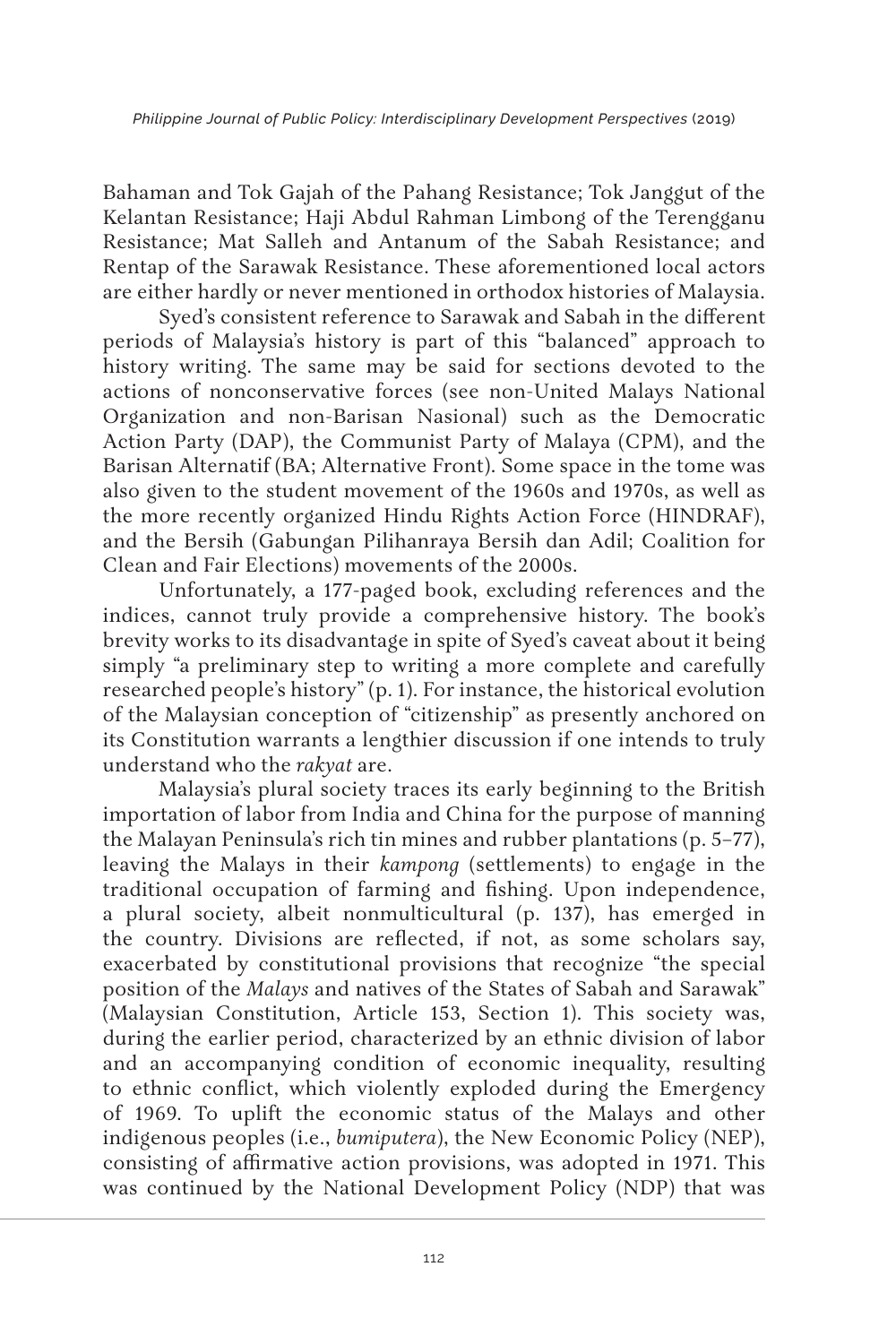Bahaman and Tok Gajah of the Pahang Resistance; Tok Janggut of the Kelantan Resistance; Haji Abdul Rahman Limbong of the Terengganu Resistance; Mat Salleh and Antanum of the Sabah Resistance; and Rentap of the Sarawak Resistance. These aforementioned local actors are either hardly or never mentioned in orthodox histories of Malaysia.

Syed's consistent reference to Sarawak and Sabah in the different periods of Malaysia's history is part of this "balanced" approach to history writing. The same may be said for sections devoted to the actions of nonconservative forces (see non-United Malays National Organization and non-Barisan Nasional) such as the Democratic Action Party (DAP), the Communist Party of Malaya (CPM), and the Barisan Alternatif (BA; Alternative Front). Some space in the tome was also given to the student movement of the 1960s and 1970s, as well as the more recently organized Hindu Rights Action Force (HINDRAF), and the Bersih (Gabungan Pilihanraya Bersih dan Adil; Coalition for Clean and Fair Elections) movements of the 2000s.

Unfortunately, a 177-paged book, excluding references and the indices, cannot truly provide a comprehensive history. The book's brevity works to its disadvantage in spite of Syed's caveat about it being simply "a preliminary step to writing a more complete and carefully researched people's history" (p. 1). For instance, the historical evolution of the Malaysian conception of "citizenship" as presently anchored on its Constitution warrants a lengthier discussion if one intends to truly understand who the *rakyat* are.

Malaysia's plural society traces its early beginning to the British importation of labor from India and China for the purpose of manning the Malayan Peninsula's rich tin mines and rubber plantations (p. 5–77), leaving the Malays in their *kampong* (settlements) to engage in the traditional occupation of farming and fishing. Upon independence, a plural society, albeit nonmulticultural (p. 137), has emerged in the country. Divisions are reflected, if not, as some scholars say, exacerbated by constitutional provisions that recognize "the special position of the *Malays* and natives of the States of Sabah and Sarawak" (Malaysian Constitution, Article 153, Section 1). This society was, during the earlier period, characterized by an ethnic division of labor and an accompanying condition of economic inequality, resulting to ethnic conflict, which violently exploded during the Emergency of 1969. To uplift the economic status of the Malays and other indigenous peoples (i.e., *bumiputera*), the New Economic Policy (NEP), consisting of affirmative action provisions, was adopted in 1971. This was continued by the National Development Policy (NDP) that was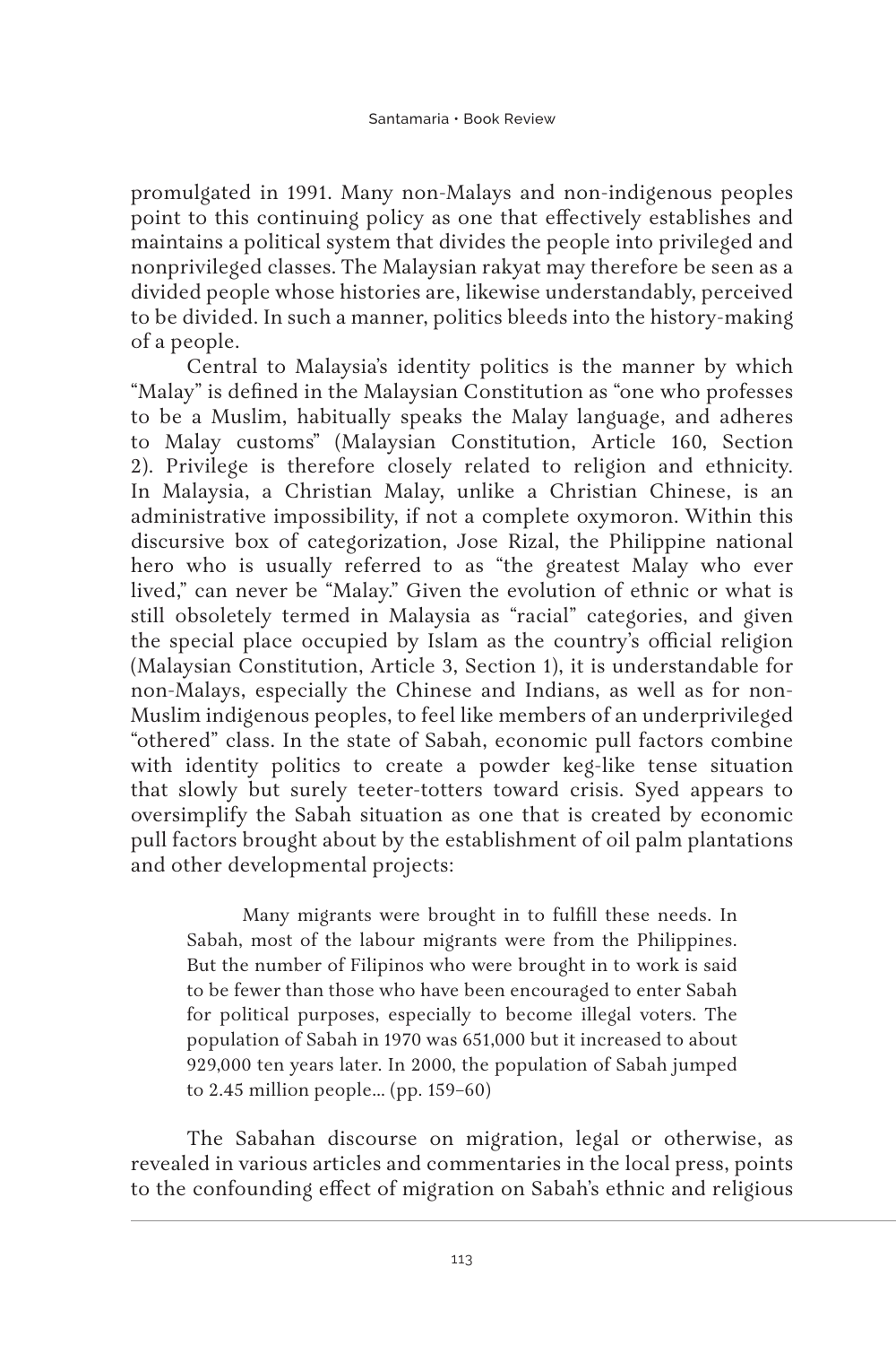promulgated in 1991. Many non-Malays and non-indigenous peoples point to this continuing policy as one that effectively establishes and maintains a political system that divides the people into privileged and nonprivileged classes. The Malaysian rakyat may therefore be seen as a divided people whose histories are, likewise understandably, perceived to be divided. In such a manner, politics bleeds into the history-making of a people.

Central to Malaysia's identity politics is the manner by which "Malay" is defined in the Malaysian Constitution as "one who professes to be a Muslim, habitually speaks the Malay language, and adheres to Malay customs" (Malaysian Constitution, Article 160, Section 2). Privilege is therefore closely related to religion and ethnicity. In Malaysia, a Christian Malay, unlike a Christian Chinese, is an administrative impossibility, if not a complete oxymoron. Within this discursive box of categorization, Jose Rizal, the Philippine national hero who is usually referred to as "the greatest Malay who ever lived," can never be "Malay." Given the evolution of ethnic or what is still obsoletely termed in Malaysia as "racial" categories, and given the special place occupied by Islam as the country's official religion (Malaysian Constitution, Article 3, Section 1), it is understandable for non-Malays, especially the Chinese and Indians, as well as for non-Muslim indigenous peoples, to feel like members of an underprivileged "othered" class. In the state of Sabah, economic pull factors combine with identity politics to create a powder keg-like tense situation that slowly but surely teeter-totters toward crisis. Syed appears to oversimplify the Sabah situation as one that is created by economic pull factors brought about by the establishment of oil palm plantations and other developmental projects:

> Many migrants were brought in to fulfill these needs. In Sabah, most of the labour migrants were from the Philippines. But the number of Filipinos who were brought in to work is said to be fewer than those who have been encouraged to enter Sabah for political purposes, especially to become illegal voters. The population of Sabah in 1970 was 651,000 but it increased to about 929,000 ten years later. In 2000, the population of Sabah jumped to 2.45 million people... (pp. 159–60)

The Sabahan discourse on migration, legal or otherwise, as revealed in various articles and commentaries in the local press, points to the confounding effect of migration on Sabah's ethnic and religious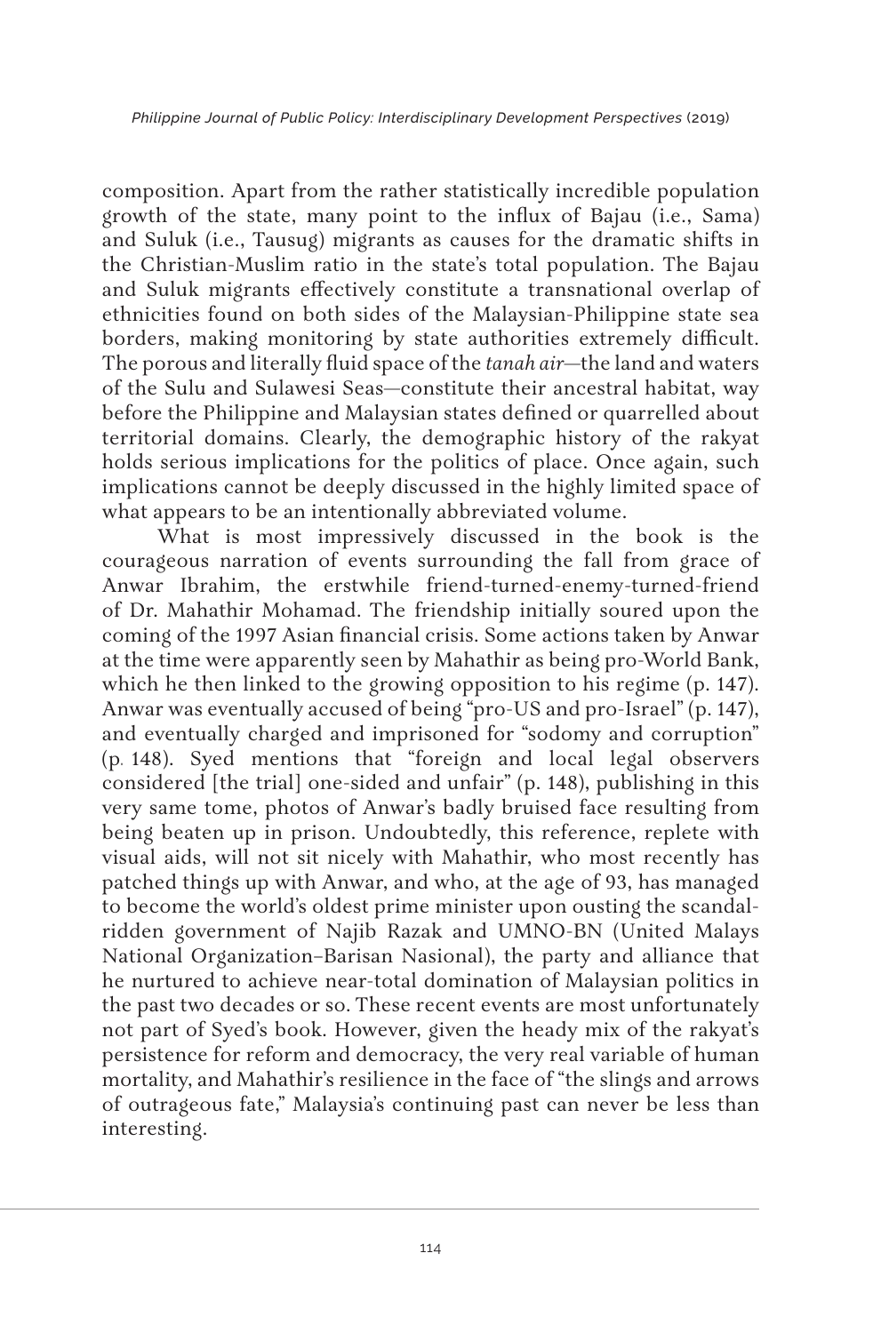composition. Apart from the rather statistically incredible population growth of the state, many point to the influx of Bajau (i.e., Sama) and Suluk (i.e., Tausug) migrants as causes for the dramatic shifts in the Christian-Muslim ratio in the state's total population. The Bajau and Suluk migrants effectively constitute a transnational overlap of ethnicities found on both sides of the Malaysian-Philippine state sea borders, making monitoring by state authorities extremely difficult. The porous and literally fluid space of the *tanah air*—the land and waters of the Sulu and Sulawesi Seas—constitute their ancestral habitat, way before the Philippine and Malaysian states defined or quarrelled about territorial domains. Clearly, the demographic history of the rakyat holds serious implications for the politics of place. Once again, such implications cannot be deeply discussed in the highly limited space of what appears to be an intentionally abbreviated volume.

What is most impressively discussed in the book is the courageous narration of events surrounding the fall from grace of Anwar Ibrahim, the erstwhile friend-turned-enemy-turned-friend of Dr. Mahathir Mohamad. The friendship initially soured upon the coming of the 1997 Asian financial crisis. Some actions taken by Anwar at the time were apparently seen by Mahathir as being pro-World Bank, which he then linked to the growing opposition to his regime (p. 147). Anwar was eventually accused of being "pro-US and pro-Israel" (p. 147), and eventually charged and imprisoned for "sodomy and corruption" (p. 148). Syed mentions that "foreign and local legal observers considered [the trial] one-sided and unfair" (p. 148), publishing in this very same tome, photos of Anwar's badly bruised face resulting from being beaten up in prison. Undoubtedly, this reference, replete with visual aids, will not sit nicely with Mahathir, who most recently has patched things up with Anwar, and who, at the age of 93, has managed to become the world's oldest prime minister upon ousting the scandal-ridden government of Najib Razak and UMNO-BN (United Malays National Organization–Barisan Nasional), the party and alliance that he nurtured to achieve near-total domination of Malaysian politics in the past two decades or so. These recent events are most unfortunately not part of Syed's book. However, given the heady mix of the rakyat's persistence for reform and democracy, the very real variable of human mortality, and Mahathir's resilience in the face of "the slings and arrows of outrageous fate," Malaysia's continuing past can never be less than interesting.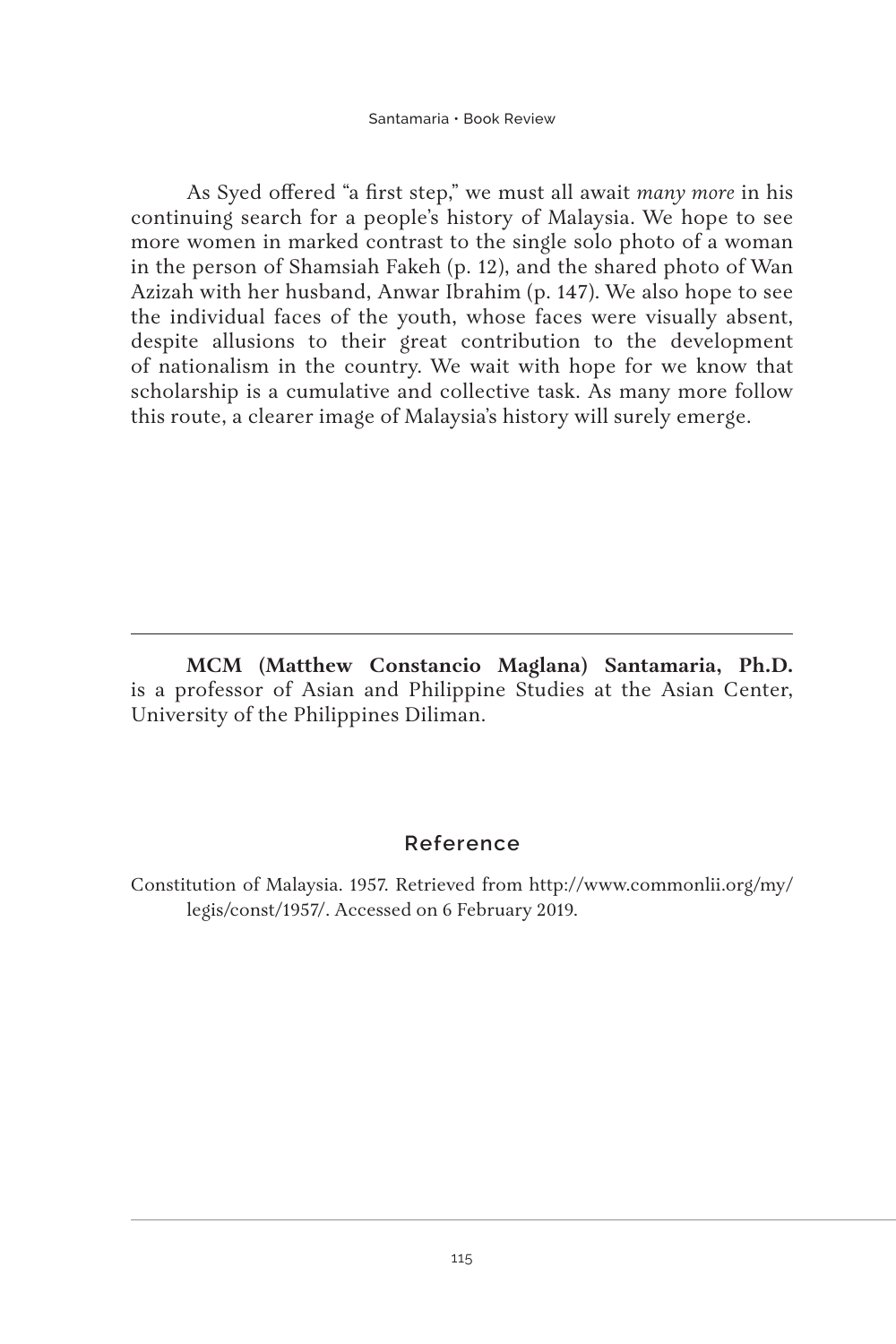As Syed offered "a first step," we must all await *many more* in his continuing search for a people's history of Malaysia. We hope to see more women in marked contrast to the single solo photo of a woman in the person of Shamsiah Fakeh (p. 12), and the shared photo of Wan Azizah with her husband, Anwar Ibrahim (p. 147). We also hope to see the individual faces of the youth, whose faces were visually absent, despite allusions to their great contribution to the development of nationalism in the country. We wait with hope for we know that scholarship is a cumulative and collective task. As many more follow this route, a clearer image of Malaysia's history will surely emerge.

---

**MCM (Matthew Constancio Maglana) Santamaria, Ph.D.** is a professor of Asian and Philippine Studies at the Asian Center, University of the Philippines Diliman.

## Reference

Constitution of Malaysia. 1957. Retrieved from http://www.commonlii.org/my/legis/const/1957/. Accessed on 6 February 2019.